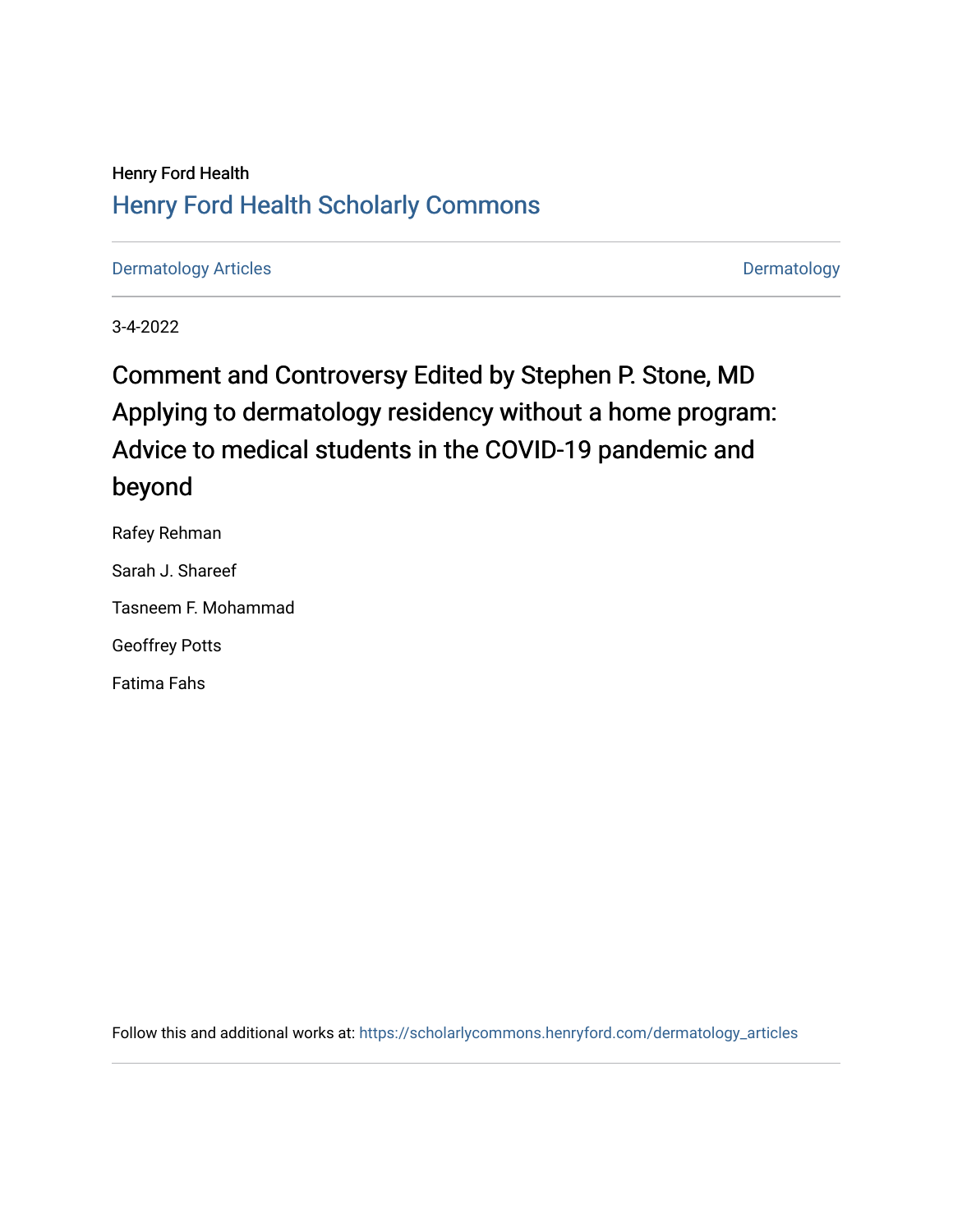Henry Ford Health

## Henry Ford Health Scholarly Commons

Dermatology Articles | Dermatology

3-4-2022

# Comment and Controversy Edited by Stephen P. Stone, MD Applying to dermatology residency without a home program: Advice to medical students in the COVID-19 pandemic and beyond

Rafey Rehman

Sarah J. Shareef

Tasneem F. Mohammad

Geoffrey Potts

Fatima Fahs

Follow this and additional works at: https://scholarlycommons.henryford.com/dermatology_articles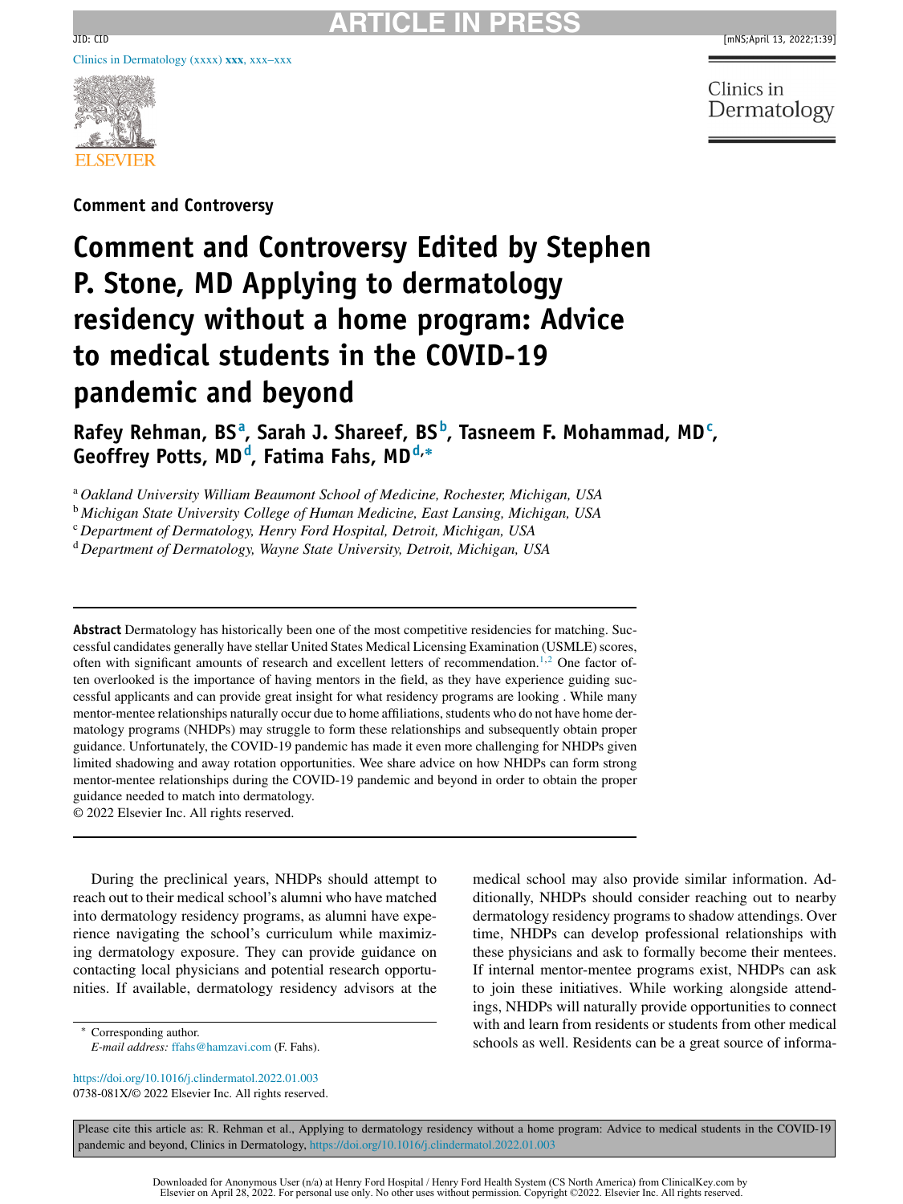Comment and Controversy

# Comment and Controversy Edited by Stephen P. Stone, MD Applying to dermatology residency without a home program: Advice to medical students in the COVID-19 pandemic and beyond

**Rafey Rehman, BS[a], Sarah J. Shareef, BS[b], Tasneem F. Mohammad, MD[c], Geoffrey Potts, MD[d], Fatima Fahs, MD[d,*]**

[a] *Oakland University William Beaumont School of Medicine, Rochester, Michigan, USA*
[b] *Michigan State University College of Human Medicine, East Lansing, Michigan, USA*
[c] *Department of Dermatology, Henry Ford Hospital, Detroit, Michigan, USA*
[d] *Department of Dermatology, Wayne State University, Detroit, Michigan, USA*

**Abstract** Dermatology has historically been one of the most competitive residencies for matching. Successful candidates generally have stellar United States Medical Licensing Examination (USMLE) scores, often with significant amounts of research and excellent letters of recommendation.[1,2] One factor often overlooked is the importance of having mentors in the field, as they have experience guiding successful applicants and can provide great insight for what residency programs are looking . While many mentor-mentee relationships naturally occur due to home affiliations, students who do not have home dermatology programs (NHDPs) may struggle to form these relationships and subsequently obtain proper guidance. Unfortunately, the COVID-19 pandemic has made it even more challenging for NHDPs given limited shadowing and away rotation opportunities. Wee share advice on how NHDPs can form strong mentor-mentee relationships during the COVID-19 pandemic and beyond in order to obtain the proper guidance needed to match into dermatology.
© 2022 Elsevier Inc. All rights reserved.

During the preclinical years, NHDPs should attempt to reach out to their medical school's alumni who have matched into dermatology residency programs, as alumni have experience navigating the school's curriculum while maximizing dermatology exposure. They can provide guidance on contacting local physicians and potential research opportunities. If available, dermatology residency advisors at the medical school may also provide similar information. Additionally, NHDPs should consider reaching out to nearby dermatology residency programs to shadow attendings. Over time, NHDPs can develop professional relationships with these physicians and ask to formally become their mentees. If internal mentor-mentee programs exist, NHDPs can ask to join these initiatives. While working alongside attendings, NHDPs will naturally provide opportunities to connect with and learn from residents or students from other medical schools as well. Residents can be a great source of informa-

* Corresponding author.
*E-mail address:* ffahs@hamzavi.com (F. Fahs).

https://doi.org/10.1016/j.clindermatol.2022.01.003
0738-081X/© 2022 Elsevier Inc. All rights reserved.

Please cite this article as: R. Rehman et al., Applying to dermatology residency without a home program: Advice to medical students in the COVID-19 pandemic and beyond, Clinics in Dermatology, https://doi.org/10.1016/j.clindermatol.2022.01.003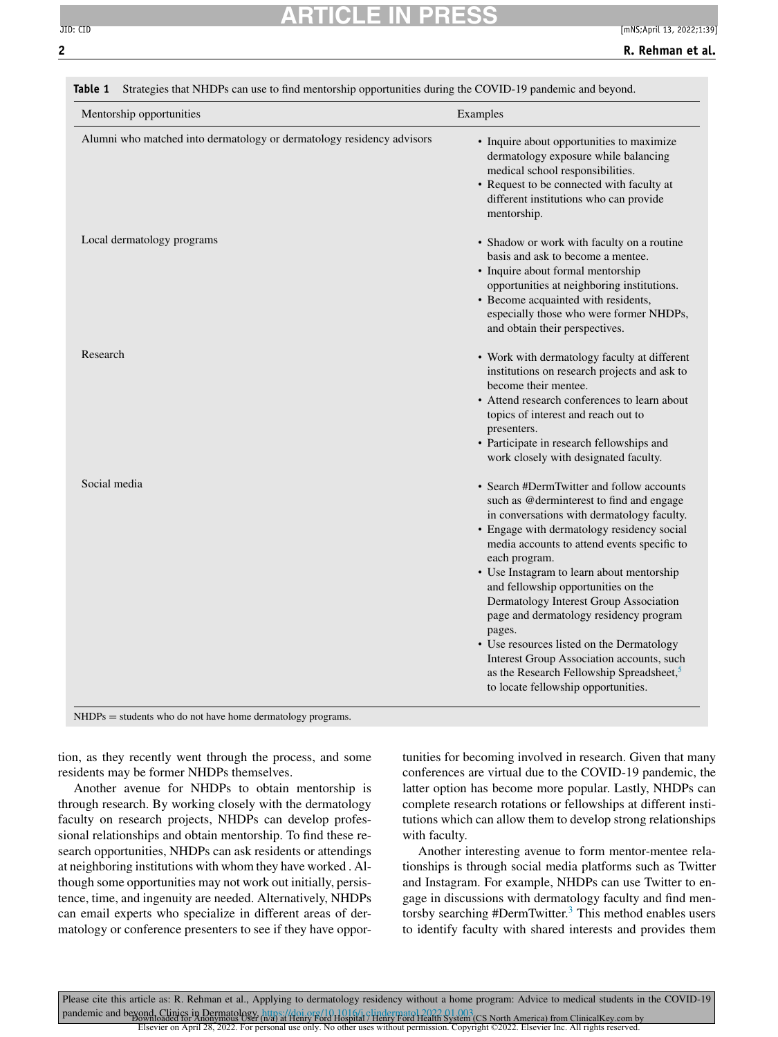**Table 1** Strategies that NHDPs can use to find mentorship opportunities during the COVID-19 pandemic and beyond.

| Mentorship opportunities | Examples |
| --- | --- |
| Alumni who matched into dermatology or dermatology residency advisors | • Inquire about opportunities to maximize dermatology exposure while balancing medical school responsibilities. • Request to be connected with faculty at different institutions who can provide mentorship. |
| Local dermatology programs | • Shadow or work with faculty on a routine basis and ask to become a mentee. • Inquire about formal mentorship opportunities at neighboring institutions. • Become acquainted with residents, especially those who were former NHDPs, and obtain their perspectives. |
| Research | • Work with dermatology faculty at different institutions on research projects and ask to become their mentee. • Attend research conferences to learn about topics of interest and reach out to presenters. • Participate in research fellowships and work closely with designated faculty. |
| Social media | • Search #DermTwitter and follow accounts such as @derminterest to find and engage in conversations with dermatology faculty. • Engage with dermatology residency social media accounts to attend events specific to each program. • Use Instagram to learn about mentorship and fellowship opportunities on the Dermatology Interest Group Association page and dermatology residency program pages. • Use resources listed on the Dermatology Interest Group Association accounts, such as the Research Fellowship Spreadsheet,[5] to locate fellowship opportunities. |

NHDPs = students who do not have home dermatology programs.

tion, as they recently went through the process, and some residents may be former NHDPs themselves.

Another avenue for NHDPs to obtain mentorship is through research. By working closely with the dermatology faculty on research projects, NHDPs can develop professional relationships and obtain mentorship. To find these research opportunities, NHDPs can ask residents or attendings at neighboring institutions with whom they have worked . Although some opportunities may not work out initially, persistence, time, and ingenuity are needed. Alternatively, NHDPs can email experts who specialize in different areas of dermatology or conference presenters to see if they have opportunities for becoming involved in research. Given that many conferences are virtual due to the COVID-19 pandemic, the latter option has become more popular. Lastly, NHDPs can complete research rotations or fellowships at different institutions which can allow them to develop strong relationships with faculty.

Another interesting avenue to form mentor-mentee relationships is through social media platforms such as Twitter and Instagram. For example, NHDPs can use Twitter to engage in discussions with dermatology faculty and find mentorsby searching #DermTwitter.[3] This method enables users to identify faculty with shared interests and provides them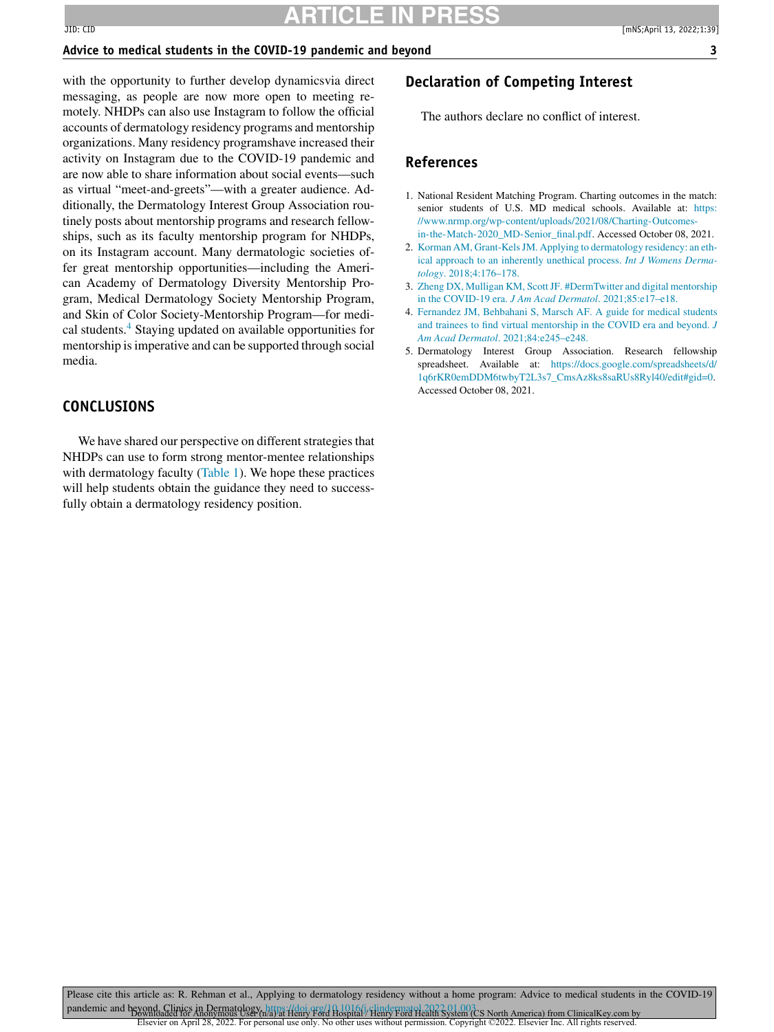with the opportunity to further develop dynamicsvia direct messaging, as people are now more open to meeting remotely. NHDPs can also use Instagram to follow the official accounts of dermatology residency programs and mentorship organizations. Many residency programshave increased their activity on Instagram due to the COVID-19 pandemic and are now able to share information about social events—such as virtual "meet-and-greets"—with a greater audience. Additionally, the Dermatology Interest Group Association routinely posts about mentorship programs and research fellowships, such as its faculty mentorship program for NHDPs, on its Instagram account. Many dermatologic societies offer great mentorship opportunities—including the American Academy of Dermatology Diversity Mentorship Program, Medical Dermatology Society Mentorship Program, and Skin of Color Society-Mentorship Program—for medical students.[4] Staying updated on available opportunities for mentorship is imperative and can be supported through social media.

## CONCLUSIONS

We have shared our perspective on different strategies that NHDPs can use to form strong mentor-mentee relationships with dermatology faculty (Table 1). We hope these practices will help students obtain the guidance they need to successfully obtain a dermatology residency position.

## Declaration of Competing Interest

The authors declare no conflict of interest.

## References

1. National Resident Matching Program. Charting outcomes in the match: senior students of U.S. MD medical schools. Available at: https://www.nrmp.org/wp-content/uploads/2021/08/Charting-Outcomes-in-the-Match-2020_MD-Senior_final.pdf. Accessed October 08, 2021.
2. Korman AM, Grant-Kels JM. Applying to dermatology residency: an ethical approach to an inherently unethical process. *Int J Womens Dermatology*. 2018;4:176–178.
3. Zheng DX, Mulligan KM, Scott JF. #DermTwitter and digital mentorship in the COVID-19 era. *J Am Acad Dermatol*. 2021;85:e17–e18.
4. Fernandez JM, Behbahani S, Marsch AF. A guide for medical students and trainees to find virtual mentorship in the COVID era and beyond. *J Am Acad Dermatol*. 2021;84:e245–e248.
5. Dermatology Interest Group Association. Research fellowship spreadsheet. Available at: https://docs.google.com/spreadsheets/d/1q6rKR0emDDM6twbyT2L3s7_CmsAz8ks8saRUs8Ryl40/edit#gid=0. Accessed October 08, 2021.

Please cite this article as: R. Rehman et al., Applying to dermatology residency without a home program: Advice to medical students in the COVID-19 pandemic and beyond, Clinics in Dermatology, https://doi.org/10.1016/j.clindermatol.2022.01.003